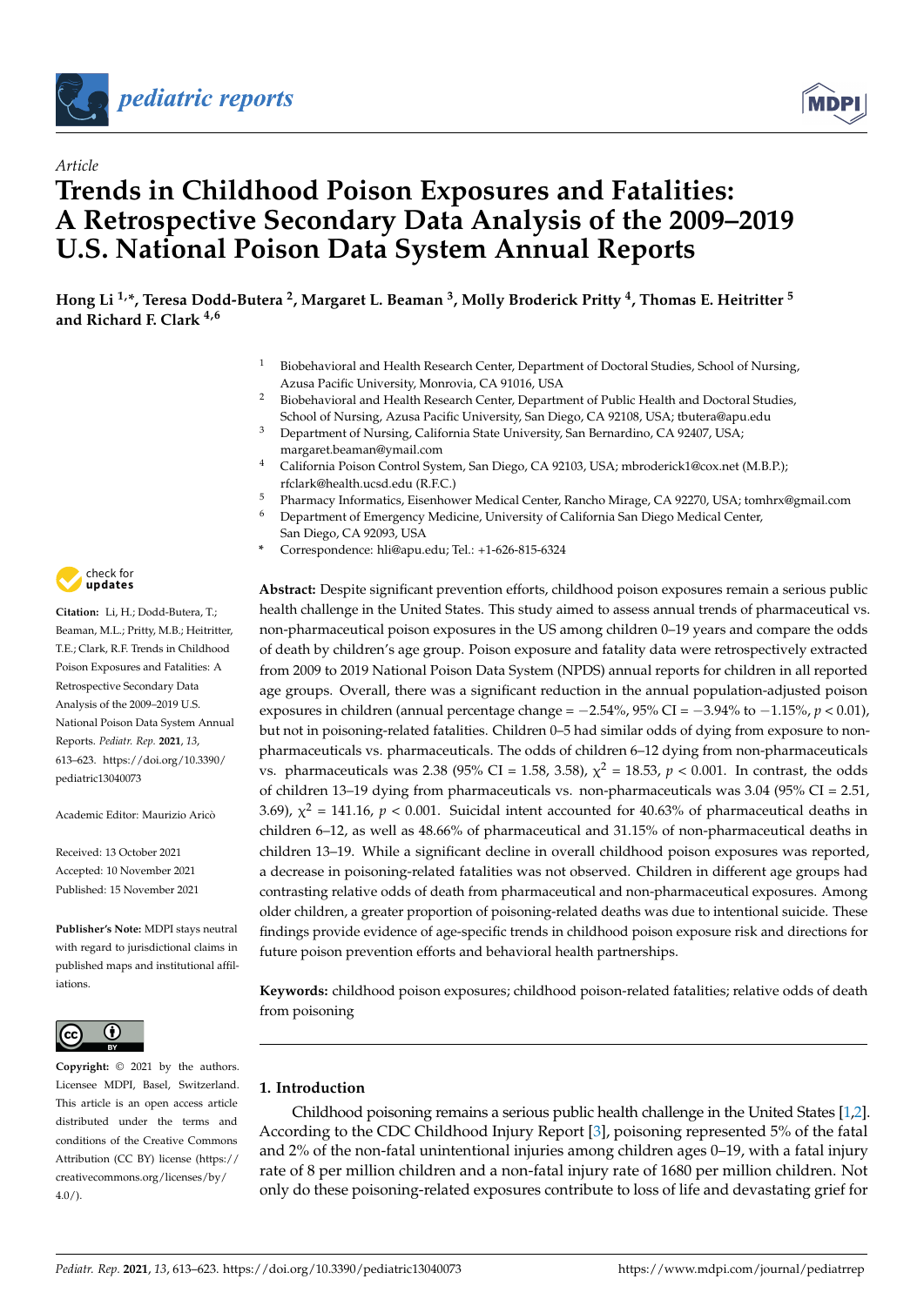Article

# Trends in Childhood Poison Exposures and Fatalities: A Retrospective Secondary Data Analysis of the 2009–2019 U.S. National Poison Data System Annual Reports

**Hong Li [1,*], Teresa Dodd-Butera [2], Margaret L. Beaman [3], Molly Broderick Pritty [4], Thomas E. Heitritter [5] and Richard F. Clark [4,6]**

1. Biobehavioral and Health Research Center, Department of Doctoral Studies, School of Nursing, Azusa Pacific University, Monrovia, CA 91016, USA
2. Biobehavioral and Health Research Center, Department of Public Health and Doctoral Studies, School of Nursing, Azusa Pacific University, San Diego, CA 92108, USA; tbutera@apu.edu
3. Department of Nursing, California State University, San Bernardino, CA 92407, USA; margaret.beaman@ymail.com
4. California Poison Control System, San Diego, CA 92103, USA; mbroderick1@cox.net (M.B.P.); rfclark@health.ucsd.edu (R.F.C.)
5. Pharmacy Informatics, Eisenhower Medical Center, Rancho Mirage, CA 92270, USA; tomhrx@gmail.com
6. Department of Emergency Medicine, University of California San Diego Medical Center, San Diego, CA 92093, USA

\* Correspondence: hli@apu.edu; Tel.: +1-626-815-6324

**Citation:** Li, H.; Dodd-Butera, T.; Beaman, M.L.; Pritty, M.B.; Heitritter, T.E.; Clark, R.F. Trends in Childhood Poison Exposures and Fatalities: A Retrospective Secondary Data Analysis of the 2009–2019 U.S. National Poison Data System Annual Reports. *Pediatr. Rep.* **2021**, *13*, 613–623. https://doi.org/10.3390/pediatric13040073

Academic Editor: Maurizio Aricò

Received: 13 October 2021
Accepted: 10 November 2021
Published: 15 November 2021

**Publisher's Note:** MDPI stays neutral with regard to jurisdictional claims in published maps and institutional affiliations.

**Copyright:** © 2021 by the authors. Licensee MDPI, Basel, Switzerland. This article is an open access article distributed under the terms and conditions of the Creative Commons Attribution (CC BY) license (https://creativecommons.org/licenses/by/4.0/).

**Abstract:** Despite significant prevention efforts, childhood poison exposures remain a serious public health challenge in the United States. This study aimed to assess annual trends of pharmaceutical vs. non-pharmaceutical poison exposures in the US among children 0–19 years and compare the odds of death by children's age group. Poison exposure and fatality data were retrospectively extracted from 2009 to 2019 National Poison Data System (NPDS) annual reports for children in all reported age groups. Overall, there was a significant reduction in the annual population-adjusted poison exposures in children (annual percentage change = −2.54%, 95% CI = −3.94% to −1.15%, $p < 0.01$), but not in poisoning-related fatalities. Children 0–5 had similar odds of dying from exposure to non-pharmaceuticals vs. pharmaceuticals. The odds of children 6–12 dying from non-pharmaceuticals vs. pharmaceuticals was 2.38 (95% CI = 1.58, 3.58), $\chi^2 = 18.53$, $p < 0.001$. In contrast, the odds of children 13–19 dying from pharmaceuticals vs. non-pharmaceuticals was 3.04 (95% CI = 2.51, 3.69), $\chi^2 = 141.16$, $p < 0.001$. Suicidal intent accounted for 40.63% of pharmaceutical deaths in children 6–12, as well as 48.66% of pharmaceutical and 31.15% of non-pharmaceutical deaths in children 13–19. While a significant decline in overall childhood poison exposures was reported, a decrease in poisoning-related fatalities was not observed. Children in different age groups had contrasting relative odds of death from pharmaceutical and non-pharmaceutical exposures. Among older children, a greater proportion of poisoning-related deaths was due to intentional suicide. These findings provide evidence of age-specific trends in childhood poison exposure risk and directions for future poison prevention efforts and behavioral health partnerships.

**Keywords:** childhood poison exposures; childhood poison-related fatalities; relative odds of death from poisoning

## 1. Introduction

Childhood poisoning remains a serious public health challenge in the United States [1,2]. According to the CDC Childhood Injury Report [3], poisoning represented 5% of the fatal and 2% of the non-fatal unintentional injuries among children ages 0–19, with a fatal injury rate of 8 per million children and a non-fatal injury rate of 1680 per million children. Not only do these poisoning-related exposures contribute to loss of life and devastating grief for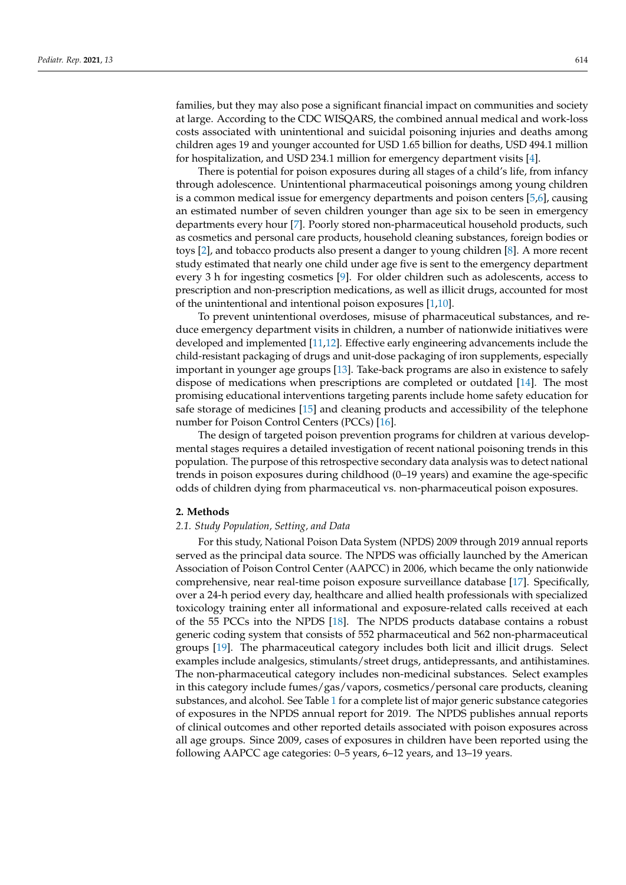families, but they may also pose a significant financial impact on communities and society at large. According to the CDC WISQARS, the combined annual medical and work-loss costs associated with unintentional and suicidal poisoning injuries and deaths among children ages 19 and younger accounted for USD 1.65 billion for deaths, USD 494.1 million for hospitalization, and USD 234.1 million for emergency department visits [4].

There is potential for poison exposures during all stages of a child's life, from infancy through adolescence. Unintentional pharmaceutical poisonings among young children is a common medical issue for emergency departments and poison centers [5,6], causing an estimated number of seven children younger than age six to be seen in emergency departments every hour [7]. Poorly stored non-pharmaceutical household products, such as cosmetics and personal care products, household cleaning substances, foreign bodies or toys [2], and tobacco products also present a danger to young children [8]. A more recent study estimated that nearly one child under age five is sent to the emergency department every 3 h for ingesting cosmetics [9]. For older children such as adolescents, access to prescription and non-prescription medications, as well as illicit drugs, accounted for most of the unintentional and intentional poison exposures [1,10].

To prevent unintentional overdoses, misuse of pharmaceutical substances, and reduce emergency department visits in children, a number of nationwide initiatives were developed and implemented [11,12]. Effective early engineering advancements include the child-resistant packaging of drugs and unit-dose packaging of iron supplements, especially important in younger age groups [13]. Take-back programs are also in existence to safely dispose of medications when prescriptions are completed or outdated [14]. The most promising educational interventions targeting parents include home safety education for safe storage of medicines [15] and cleaning products and accessibility of the telephone number for Poison Control Centers (PCCs) [16].

The design of targeted poison prevention programs for children at various developmental stages requires a detailed investigation of recent national poisoning trends in this population. The purpose of this retrospective secondary data analysis was to detect national trends in poison exposures during childhood (0–19 years) and examine the age-specific odds of children dying from pharmaceutical vs. non-pharmaceutical poison exposures.

## 2. Methods

### *2.1. Study Population, Setting, and Data*

For this study, National Poison Data System (NPDS) 2009 through 2019 annual reports served as the principal data source. The NPDS was officially launched by the American Association of Poison Control Center (AAPCC) in 2006, which became the only nationwide comprehensive, near real-time poison exposure surveillance database [17]. Specifically, over a 24-h period every day, healthcare and allied health professionals with specialized toxicology training enter all informational and exposure-related calls received at each of the 55 PCCs into the NPDS [18]. The NPDS products database contains a robust generic coding system that consists of 552 pharmaceutical and 562 non-pharmaceutical groups [19]. The pharmaceutical category includes both licit and illicit drugs. Select examples include analgesics, stimulants/street drugs, antidepressants, and antihistamines. The non-pharmaceutical category includes non-medicinal substances. Select examples in this category include fumes/gas/vapors, cosmetics/personal care products, cleaning substances, and alcohol. See Table 1 for a complete list of major generic substance categories of exposures in the NPDS annual report for 2019. The NPDS publishes annual reports of clinical outcomes and other reported details associated with poison exposures across all age groups. Since 2009, cases of exposures in children have been reported using the following AAPCC age categories: 0–5 years, 6–12 years, and 13–19 years.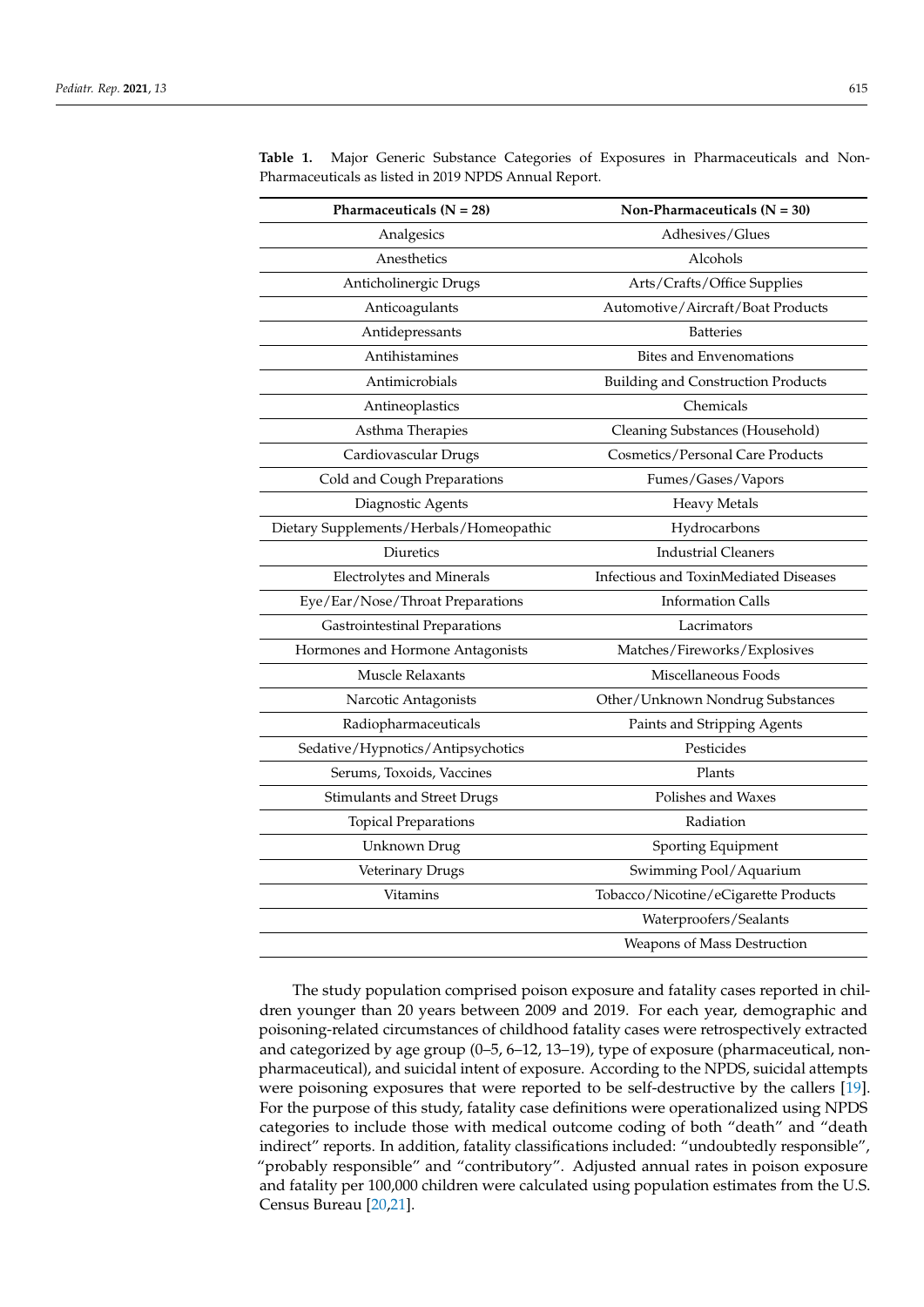**Table 1.** Major Generic Substance Categories of Exposures in Pharmaceuticals and Non-Pharmaceuticals as listed in 2019 NPDS Annual Report.

| Pharmaceuticals (N = 28) | Non-Pharmaceuticals (N = 30) |
|---|---|
| Analgesics | Adhesives/Glues |
| Anesthetics | Alcohols |
| Anticholinergic Drugs | Arts/Crafts/Office Supplies |
| Anticoagulants | Automotive/Aircraft/Boat Products |
| Antidepressants | Batteries |
| Antihistamines | Bites and Envenomations |
| Antimicrobials | Building and Construction Products |
| Antineoplastics | Chemicals |
| Asthma Therapies | Cleaning Substances (Household) |
| Cardiovascular Drugs | Cosmetics/Personal Care Products |
| Cold and Cough Preparations | Fumes/Gases/Vapors |
| Diagnostic Agents | Heavy Metals |
| Dietary Supplements/Herbals/Homeopathic | Hydrocarbons |
| Diuretics | Industrial Cleaners |
| Electrolytes and Minerals | Infectious and ToxinMediated Diseases |
| Eye/Ear/Nose/Throat Preparations | Information Calls |
| Gastrointestinal Preparations | Lacrimators |
| Hormones and Hormone Antagonists | Matches/Fireworks/Explosives |
| Muscle Relaxants | Miscellaneous Foods |
| Narcotic Antagonists | Other/Unknown Nondrug Substances |
| Radiopharmaceuticals | Paints and Stripping Agents |
| Sedative/Hypnotics/Antipsychotics | Pesticides |
| Serums, Toxoids, Vaccines | Plants |
| Stimulants and Street Drugs | Polishes and Waxes |
| Topical Preparations | Radiation |
| Unknown Drug | Sporting Equipment |
| Veterinary Drugs | Swimming Pool/Aquarium |
| Vitamins | Tobacco/Nicotine/eCigarette Products |
| | Waterproofers/Sealants |
| | Weapons of Mass Destruction |

The study population comprised poison exposure and fatality cases reported in children younger than 20 years between 2009 and 2019. For each year, demographic and poisoning-related circumstances of childhood fatality cases were retrospectively extracted and categorized by age group (0–5, 6–12, 13–19), type of exposure (pharmaceutical, non-pharmaceutical), and suicidal intent of exposure. According to the NPDS, suicidal attempts were poisoning exposures that were reported to be self-destructive by the callers [19]. For the purpose of this study, fatality case definitions were operationalized using NPDS categories to include those with medical outcome coding of both "death" and "death indirect" reports. In addition, fatality classifications included: "undoubtedly responsible", "probably responsible" and "contributory". Adjusted annual rates in poison exposure and fatality per 100,000 children were calculated using population estimates from the U.S. Census Bureau [20,21].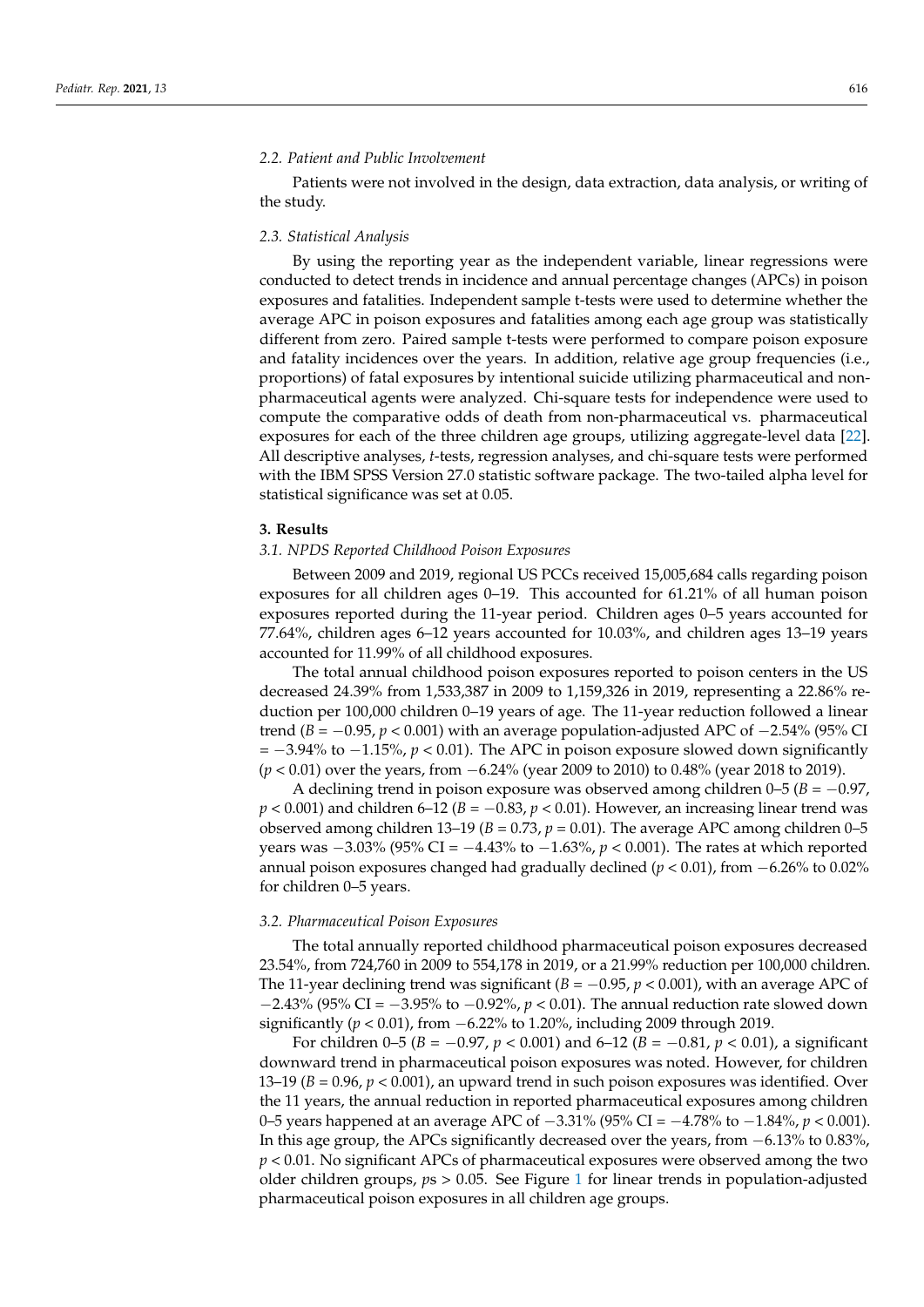### 2.2. Patient and Public Involvement

Patients were not involved in the design, data extraction, data analysis, or writing of the study.

### 2.3. Statistical Analysis

By using the reporting year as the independent variable, linear regressions were conducted to detect trends in incidence and annual percentage changes (APCs) in poison exposures and fatalities. Independent sample t-tests were used to determine whether the average APC in poison exposures and fatalities among each age group was statistically different from zero. Paired sample t-tests were performed to compare poison exposure and fatality incidences over the years. In addition, relative age group frequencies (i.e., proportions) of fatal exposures by intentional suicide utilizing pharmaceutical and non-pharmaceutical agents were analyzed. Chi-square tests for independence were used to compute the comparative odds of death from non-pharmaceutical vs. pharmaceutical exposures for each of the three children age groups, utilizing aggregate-level data [22]. All descriptive analyses, *t*-tests, regression analyses, and chi-square tests were performed with the IBM SPSS Version 27.0 statistic software package. The two-tailed alpha level for statistical significance was set at 0.05.

## 3. Results

### 3.1. NPDS Reported Childhood Poison Exposures

Between 2009 and 2019, regional US PCCs received 15,005,684 calls regarding poison exposures for all children ages 0–19. This accounted for 61.21% of all human poison exposures reported during the 11-year period. Children ages 0–5 years accounted for 77.64%, children ages 6–12 years accounted for 10.03%, and children ages 13–19 years accounted for 11.99% of all childhood exposures.

The total annual childhood poison exposures reported to poison centers in the US decreased 24.39% from 1,533,387 in 2009 to 1,159,326 in 2019, representing a 22.86% reduction per 100,000 children 0–19 years of age. The 11-year reduction followed a linear trend ($B = -0.95$, $p < 0.001$) with an average population-adjusted APC of −2.54% (95% CI = −3.94% to −1.15%, $p < 0.01$). The APC in poison exposure slowed down significantly ($p < 0.01$) over the years, from −6.24% (year 2009 to 2010) to 0.48% (year 2018 to 2019).

A declining trend in poison exposure was observed among children 0–5 ($B = -0.97$, $p < 0.001$) and children 6–12 ($B = -0.83$, $p < 0.01$). However, an increasing linear trend was observed among children 13–19 ($B = 0.73$, $p = 0.01$). The average APC among children 0–5 years was −3.03% (95% CI = −4.43% to −1.63%, $p < 0.001$). The rates at which reported annual poison exposures changed had gradually declined ($p < 0.01$), from −6.26% to 0.02% for children 0–5 years.

### 3.2. Pharmaceutical Poison Exposures

The total annually reported childhood pharmaceutical poison exposures decreased 23.54%, from 724,760 in 2009 to 554,178 in 2019, or a 21.99% reduction per 100,000 children. The 11-year declining trend was significant ($B = -0.95$, $p < 0.001$), with an average APC of −2.43% (95% CI = −3.95% to −0.92%, $p < 0.01$). The annual reduction rate slowed down significantly ($p < 0.01$), from −6.22% to 1.20%, including 2009 through 2019.

For children 0–5 ($B = -0.97$, $p < 0.001$) and 6–12 ($B = -0.81$, $p < 0.01$), a significant downward trend in pharmaceutical poison exposures was noted. However, for children 13–19 ($B = 0.96$, $p < 0.001$), an upward trend in such poison exposures was identified. Over the 11 years, the annual reduction in reported pharmaceutical exposures among children 0–5 years happened at an average APC of −3.31% (95% CI = −4.78% to −1.84%, $p < 0.001$). In this age group, the APCs significantly decreased over the years, from −6.13% to 0.83%, $p < 0.01$. No significant APCs of pharmaceutical exposures were observed among the two older children groups, $ps > 0.05$. See Figure 1 for linear trends in population-adjusted pharmaceutical poison exposures in all children age groups.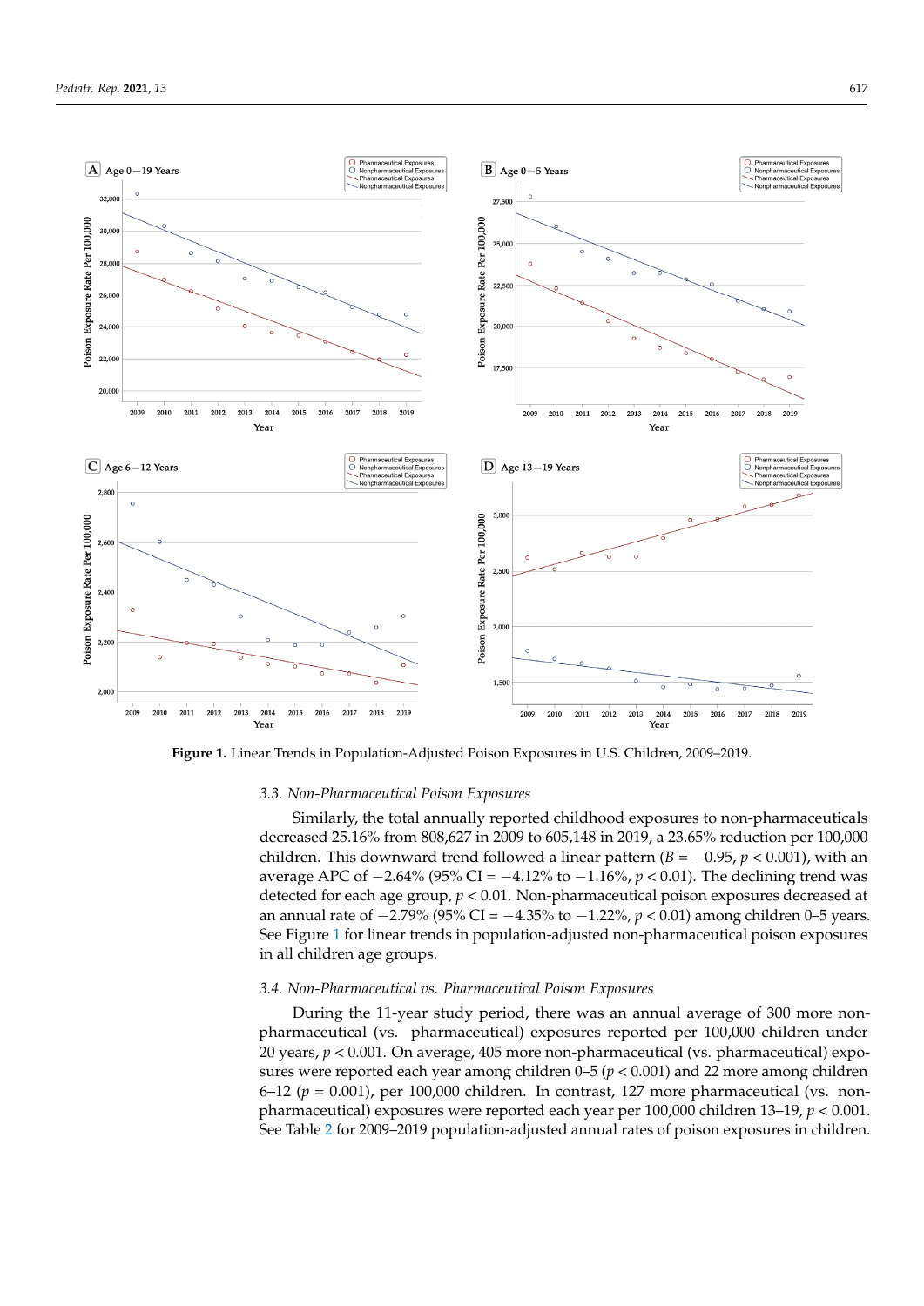**Figure 1.** Linear Trends in Population-Adjusted Poison Exposures in U.S. Children, 2009–2019.

### 3.3. Non-Pharmaceutical Poison Exposures

Similarly, the total annually reported childhood exposures to non-pharmaceuticals decreased 25.16% from 808,627 in 2009 to 605,148 in 2019, a 23.65% reduction per 100,000 children. This downward trend followed a linear pattern ($B = -0.95$, $p < 0.001$), with an average APC of −2.64% (95% CI = −4.12% to −1.16%, $p < 0.01$). The declining trend was detected for each age group, $p < 0.01$. Non-pharmaceutical poison exposures decreased at an annual rate of −2.79% (95% CI = −4.35% to −1.22%, $p < 0.01$) among children 0–5 years. See Figure 1 for linear trends in population-adjusted non-pharmaceutical poison exposures in all children age groups.

### 3.4. Non-Pharmaceutical vs. Pharmaceutical Poison Exposures

During the 11-year study period, there was an annual average of 300 more non-pharmaceutical (vs. pharmaceutical) exposures reported per 100,000 children under 20 years, $p < 0.001$. On average, 405 more non-pharmaceutical (vs. pharmaceutical) exposures were reported each year among children 0–5 ($p < 0.001$) and 22 more among children 6–12 ($p = 0.001$), per 100,000 children. In contrast, 127 more pharmaceutical (vs. non-pharmaceutical) exposures were reported each year per 100,000 children 13–19, $p < 0.001$. See Table 2 for 2009–2019 population-adjusted annual rates of poison exposures in children.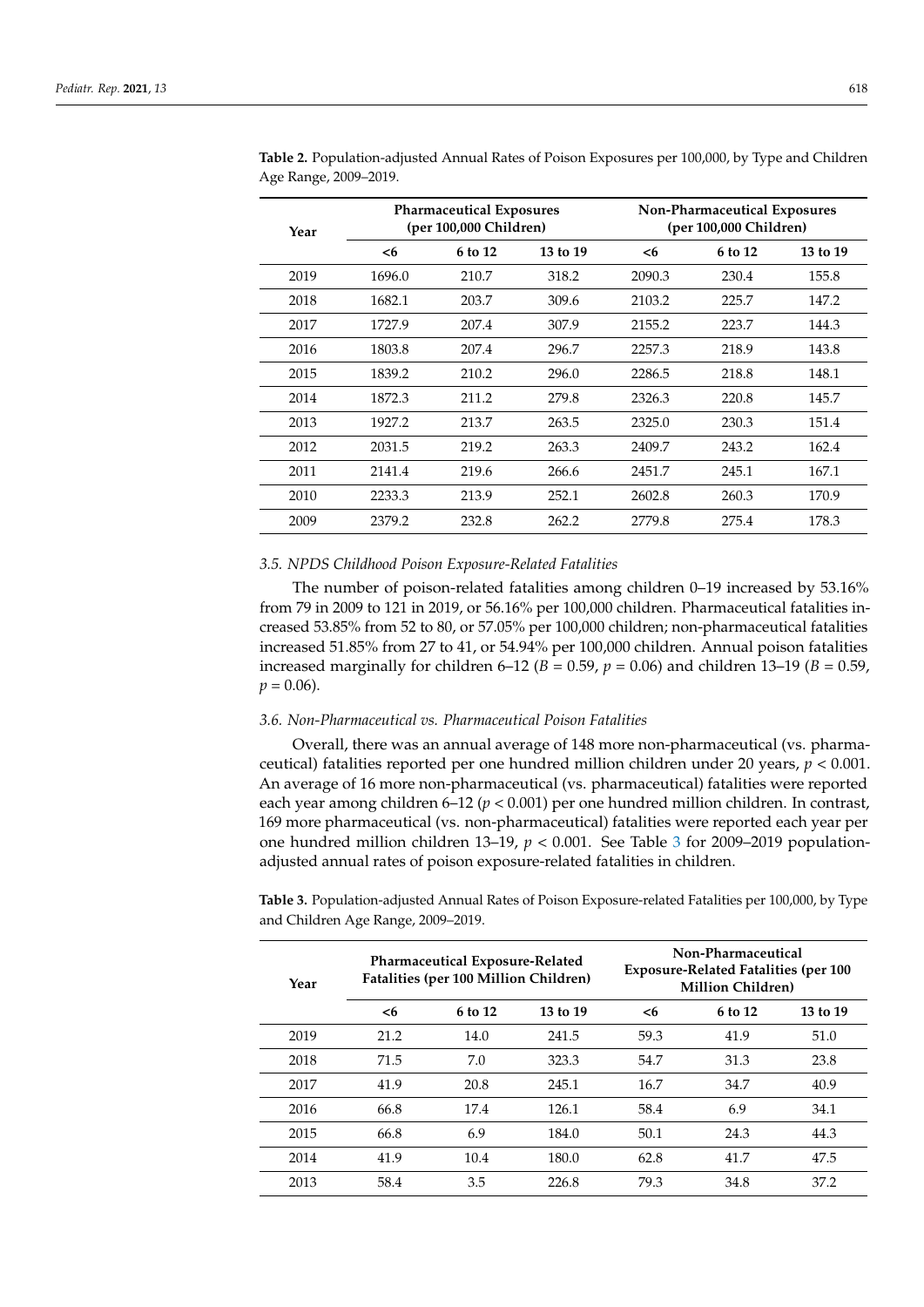**Table 2.** Population-adjusted Annual Rates of Poison Exposures per 100,000, by Type and Children Age Range, 2009–2019.

| Year | Pharmaceutical Exposures (per 100,000 Children) | | | Non-Pharmaceutical Exposures (per 100,000 Children) | | |
|---|---|---|---|---|---|---|
| | <6 | 6 to 12 | 13 to 19 | <6 | 6 to 12 | 13 to 19 |
| 2019 | 1696.0 | 210.7 | 318.2 | 2090.3 | 230.4 | 155.8 |
| 2018 | 1682.1 | 203.7 | 309.6 | 2103.2 | 225.7 | 147.2 |
| 2017 | 1727.9 | 207.4 | 307.9 | 2155.2 | 223.7 | 144.3 |
| 2016 | 1803.8 | 207.4 | 296.7 | 2257.3 | 218.9 | 143.8 |
| 2015 | 1839.2 | 210.2 | 296.0 | 2286.5 | 218.8 | 148.1 |
| 2014 | 1872.3 | 211.2 | 279.8 | 2326.3 | 220.8 | 145.7 |
| 2013 | 1927.2 | 213.7 | 263.5 | 2325.0 | 230.3 | 151.4 |
| 2012 | 2031.5 | 219.2 | 263.3 | 2409.7 | 243.2 | 162.4 |
| 2011 | 2141.4 | 219.6 | 266.6 | 2451.7 | 245.1 | 167.1 |
| 2010 | 2233.3 | 213.9 | 252.1 | 2602.8 | 260.3 | 170.9 |
| 2009 | 2379.2 | 232.8 | 262.2 | 2779.8 | 275.4 | 178.3 |

### 3.5. NPDS Childhood Poison Exposure-Related Fatalities

The number of poison-related fatalities among children 0–19 increased by 53.16% from 79 in 2009 to 121 in 2019, or 56.16% per 100,000 children. Pharmaceutical fatalities increased 53.85% from 52 to 80, or 57.05% per 100,000 children; non-pharmaceutical fatalities increased 51.85% from 27 to 41, or 54.94% per 100,000 children. Annual poison fatalities increased marginally for children 6–12 ($B = 0.59$, $p = 0.06$) and children 13–19 ($B = 0.59$, $p = 0.06$).

### 3.6. Non-Pharmaceutical vs. Pharmaceutical Poison Fatalities

Overall, there was an annual average of 148 more non-pharmaceutical (vs. pharmaceutical) fatalities reported per one hundred million children under 20 years, $p < 0.001$. An average of 16 more non-pharmaceutical (vs. pharmaceutical) fatalities were reported each year among children 6–12 ($p < 0.001$) per one hundred million children. In contrast, 169 more pharmaceutical (vs. non-pharmaceutical) fatalities were reported each year per one hundred million children 13–19, $p < 0.001$. See Table 3 for 2009–2019 population-adjusted annual rates of poison exposure-related fatalities in children.

**Table 3.** Population-adjusted Annual Rates of Poison Exposure-related Fatalities per 100,000, by Type and Children Age Range, 2009–2019.

| Year | Pharmaceutical Exposure-Related Fatalities (per 100 Million Children) | | | Non-Pharmaceutical Exposure-Related Fatalities (per 100 Million Children) | | |
|---|---|---|---|---|---|---|
| | <6 | 6 to 12 | 13 to 19 | <6 | 6 to 12 | 13 to 19 |
| 2019 | 21.2 | 14.0 | 241.5 | 59.3 | 41.9 | 51.0 |
| 2018 | 71.5 | 7.0 | 323.3 | 54.7 | 31.3 | 23.8 |
| 2017 | 41.9 | 20.8 | 245.1 | 16.7 | 34.7 | 40.9 |
| 2016 | 66.8 | 17.4 | 126.1 | 58.4 | 6.9 | 34.1 |
| 2015 | 66.8 | 6.9 | 184.0 | 50.1 | 24.3 | 44.3 |
| 2014 | 41.9 | 10.4 | 180.0 | 62.8 | 41.7 | 47.5 |
| 2013 | 58.4 | 3.5 | 226.8 | 79.3 | 34.8 | 37.2 |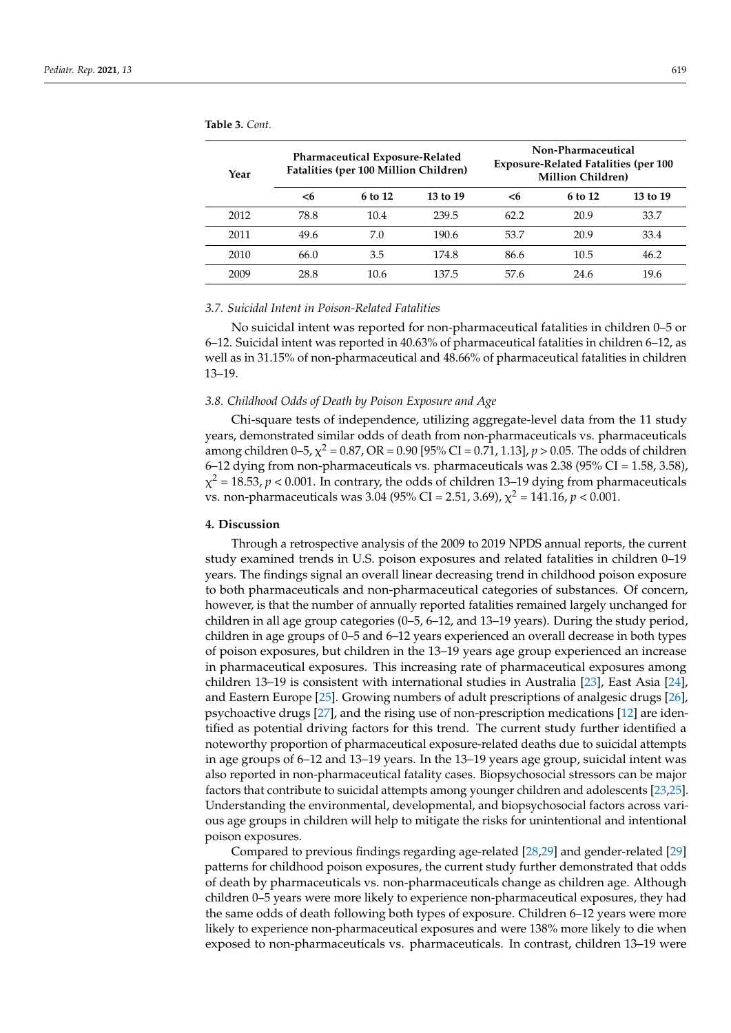**Table 3.** *Cont.*

| Year | Pharmaceutical Exposure-Related Fatalities (per 100 Million Children) | | | Non-Pharmaceutical Exposure-Related Fatalities (per 100 Million Children) | | |
|---|---|---|---|---|---|---|
| | <6 | 6 to 12 | 13 to 19 | <6 | 6 to 12 | 13 to 19 |
| 2012 | 78.8 | 10.4 | 239.5 | 62.2 | 20.9 | 33.7 |
| 2011 | 49.6 | 7.0 | 190.6 | 53.7 | 20.9 | 33.4 |
| 2010 | 66.0 | 3.5 | 174.8 | 86.6 | 10.5 | 46.2 |
| 2009 | 28.8 | 10.6 | 137.5 | 57.6 | 24.6 | 19.6 |

### *3.7. Suicidal Intent in Poison-Related Fatalities*

No suicidal intent was reported for non-pharmaceutical fatalities in children 0–5 or 6–12. Suicidal intent was reported in 40.63% of pharmaceutical fatalities in children 6–12, as well as in 31.15% of non-pharmaceutical and 48.66% of pharmaceutical fatalities in children 13–19.

### *3.8. Childhood Odds of Death by Poison Exposure and Age*

Chi-square tests of independence, utilizing aggregate-level data from the 11 study years, demonstrated similar odds of death from non-pharmaceuticals vs. pharmaceuticals among children 0–5, $\chi^2 = 0.87$, OR = 0.90 [95% CI = 0.71, 1.13], $p > 0.05$. The odds of children 6–12 dying from non-pharmaceuticals vs. pharmaceuticals was 2.38 (95% CI = 1.58, 3.58), $\chi^2 = 18.53$, $p < 0.001$. In contrary, the odds of children 13–19 dying from pharmaceuticals vs. non-pharmaceuticals was 3.04 (95% CI = 2.51, 3.69), $\chi^2 = 141.16$, $p < 0.001$.

## 4. Discussion

Through a retrospective analysis of the 2009 to 2019 NPDS annual reports, the current study examined trends in U.S. poison exposures and related fatalities in children 0–19 years. The findings signal an overall linear decreasing trend in childhood poison exposure to both pharmaceuticals and non-pharmaceutical categories of substances. Of concern, however, is that the number of annually reported fatalities remained largely unchanged for children in all age group categories (0–5, 6–12, and 13–19 years). During the study period, children in age groups of 0–5 and 6–12 years experienced an overall decrease in both types of poison exposures, but children in the 13–19 years age group experienced an increase in pharmaceutical exposures. This increasing rate of pharmaceutical exposures among children 13–19 is consistent with international studies in Australia [23], East Asia [24], and Eastern Europe [25]. Growing numbers of adult prescriptions of analgesic drugs [26], psychoactive drugs [27], and the rising use of non-prescription medications [12] are identified as potential driving factors for this trend. The current study further identified a noteworthy proportion of pharmaceutical exposure-related deaths due to suicidal attempts in age groups of 6–12 and 13–19 years. In the 13–19 years age group, suicidal intent was also reported in non-pharmaceutical fatality cases. Biopsychosocial stressors can be major factors that contribute to suicidal attempts among younger children and adolescents [23,25]. Understanding the environmental, developmental, and biopsychosocial factors across various age groups in children will help to mitigate the risks for unintentional and intentional poison exposures.

Compared to previous findings regarding age-related [28,29] and gender-related [29] patterns for childhood poison exposures, the current study further demonstrated that odds of death by pharmaceuticals vs. non-pharmaceuticals change as children age. Although children 0–5 years were more likely to experience non-pharmaceutical exposures, they had the same odds of death following both types of exposure. Children 6–12 years were more likely to experience non-pharmaceutical exposures and were 138% more likely to die when exposed to non-pharmaceuticals vs. pharmaceuticals. In contrast, children 13–19 were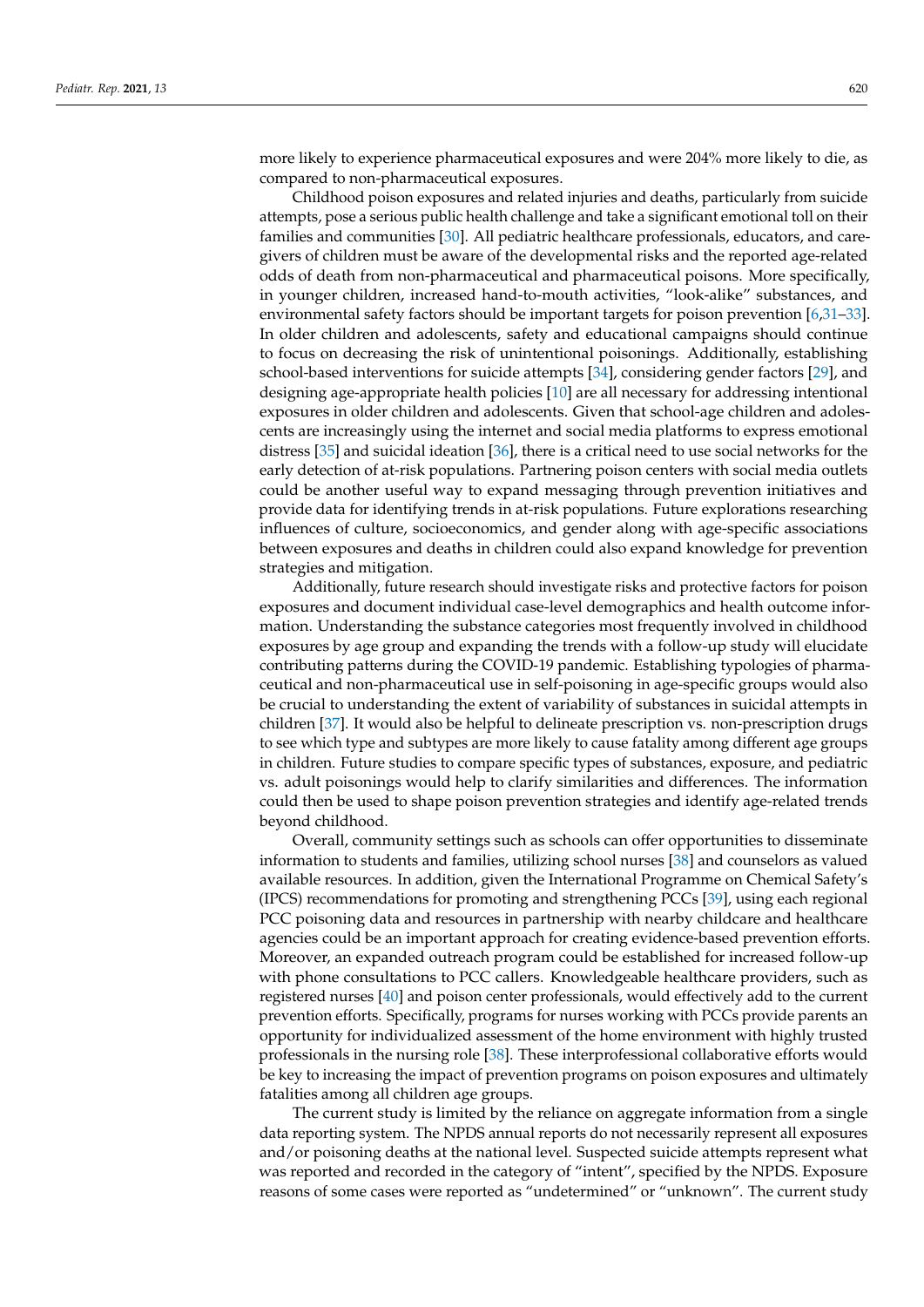more likely to experience pharmaceutical exposures and were 204% more likely to die, as compared to non-pharmaceutical exposures.

Childhood poison exposures and related injuries and deaths, particularly from suicide attempts, pose a serious public health challenge and take a significant emotional toll on their families and communities [30]. All pediatric healthcare professionals, educators, and caregivers of children must be aware of the developmental risks and the reported age-related odds of death from non-pharmaceutical and pharmaceutical poisons. More specifically, in younger children, increased hand-to-mouth activities, "look-alike" substances, and environmental safety factors should be important targets for poison prevention [6,31–33]. In older children and adolescents, safety and educational campaigns should continue to focus on decreasing the risk of unintentional poisonings. Additionally, establishing school-based interventions for suicide attempts [34], considering gender factors [29], and designing age-appropriate health policies [10] are all necessary for addressing intentional exposures in older children and adolescents. Given that school-age children and adolescents are increasingly using the internet and social media platforms to express emotional distress [35] and suicidal ideation [36], there is a critical need to use social networks for the early detection of at-risk populations. Partnering poison centers with social media outlets could be another useful way to expand messaging through prevention initiatives and provide data for identifying trends in at-risk populations. Future explorations researching influences of culture, socioeconomics, and gender along with age-specific associations between exposures and deaths in children could also expand knowledge for prevention strategies and mitigation.

Additionally, future research should investigate risks and protective factors for poison exposures and document individual case-level demographics and health outcome information. Understanding the substance categories most frequently involved in childhood exposures by age group and expanding the trends with a follow-up study will elucidate contributing patterns during the COVID-19 pandemic. Establishing typologies of pharmaceutical and non-pharmaceutical use in self-poisoning in age-specific groups would also be crucial to understanding the extent of variability of substances in suicidal attempts in children [37]. It would also be helpful to delineate prescription vs. non-prescription drugs to see which type and subtypes are more likely to cause fatality among different age groups in children. Future studies to compare specific types of substances, exposure, and pediatric vs. adult poisonings would help to clarify similarities and differences. The information could then be used to shape poison prevention strategies and identify age-related trends beyond childhood.

Overall, community settings such as schools can offer opportunities to disseminate information to students and families, utilizing school nurses [38] and counselors as valued available resources. In addition, given the International Programme on Chemical Safety's (IPCS) recommendations for promoting and strengthening PCCs [39], using each regional PCC poisoning data and resources in partnership with nearby childcare and healthcare agencies could be an important approach for creating evidence-based prevention efforts. Moreover, an expanded outreach program could be established for increased follow-up with phone consultations to PCC callers. Knowledgeable healthcare providers, such as registered nurses [40] and poison center professionals, would effectively add to the current prevention efforts. Specifically, programs for nurses working with PCCs provide parents an opportunity for individualized assessment of the home environment with highly trusted professionals in the nursing role [38]. These interprofessional collaborative efforts would be key to increasing the impact of prevention programs on poison exposures and ultimately fatalities among all children age groups.

The current study is limited by the reliance on aggregate information from a single data reporting system. The NPDS annual reports do not necessarily represent all exposures and/or poisoning deaths at the national level. Suspected suicide attempts represent what was reported and recorded in the category of "intent", specified by the NPDS. Exposure reasons of some cases were reported as "undetermined" or "unknown". The current study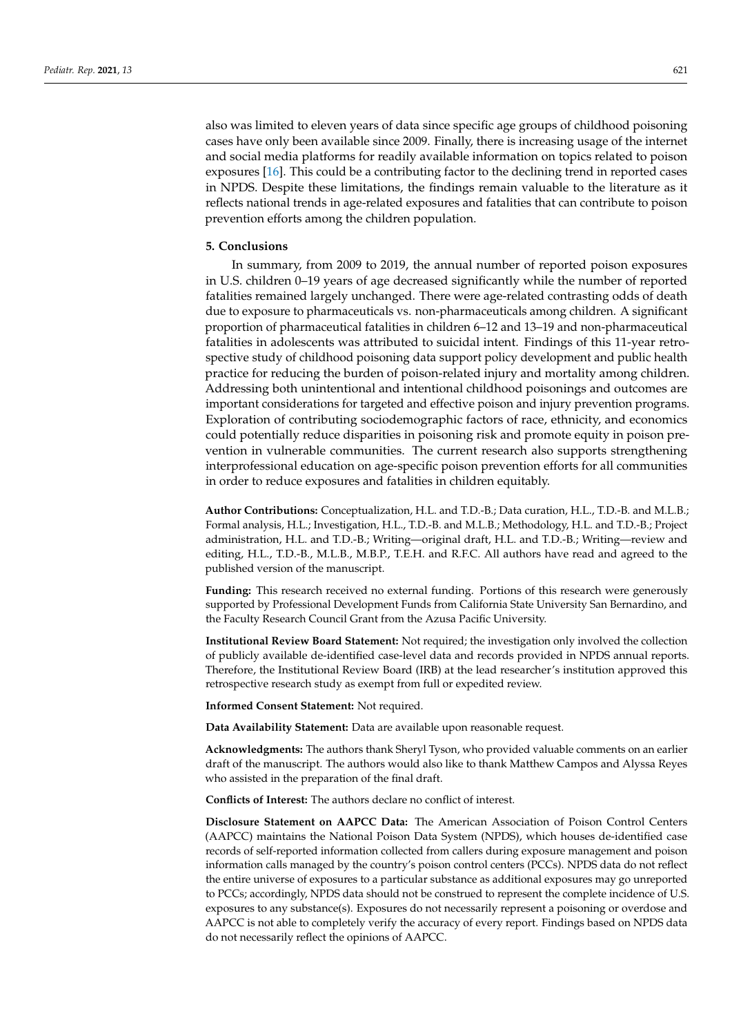also was limited to eleven years of data since specific age groups of childhood poisoning cases have only been available since 2009. Finally, there is increasing usage of the internet and social media platforms for readily available information on topics related to poison exposures [16]. This could be a contributing factor to the declining trend in reported cases in NPDS. Despite these limitations, the findings remain valuable to the literature as it reflects national trends in age-related exposures and fatalities that can contribute to poison prevention efforts among the children population.

## 5. Conclusions

In summary, from 2009 to 2019, the annual number of reported poison exposures in U.S. children 0–19 years of age decreased significantly while the number of reported fatalities remained largely unchanged. There were age-related contrasting odds of death due to exposure to pharmaceuticals vs. non-pharmaceuticals among children. A significant proportion of pharmaceutical fatalities in children 6–12 and 13–19 and non-pharmaceutical fatalities in adolescents was attributed to suicidal intent. Findings of this 11-year retrospective study of childhood poisoning data support policy development and public health practice for reducing the burden of poison-related injury and mortality among children. Addressing both unintentional and intentional childhood poisonings and outcomes are important considerations for targeted and effective poison and injury prevention programs. Exploration of contributing sociodemographic factors of race, ethnicity, and economics could potentially reduce disparities in poisoning risk and promote equity in poison prevention in vulnerable communities. The current research also supports strengthening interprofessional education on age-specific poison prevention efforts for all communities in order to reduce exposures and fatalities in children equitably.

**Author Contributions:** Conceptualization, H.L. and T.D.-B.; Data curation, H.L., T.D.-B. and M.L.B.; Formal analysis, H.L.; Investigation, H.L., T.D.-B. and M.L.B.; Methodology, H.L. and T.D.-B.; Project administration, H.L. and T.D.-B.; Writing—original draft, H.L. and T.D.-B.; Writing—review and editing, H.L., T.D.-B., M.L.B., M.B.P., T.E.H. and R.F.C. All authors have read and agreed to the published version of the manuscript.

**Funding:** This research received no external funding. Portions of this research were generously supported by Professional Development Funds from California State University San Bernardino, and the Faculty Research Council Grant from the Azusa Pacific University.

**Institutional Review Board Statement:** Not required; the investigation only involved the collection of publicly available de-identified case-level data and records provided in NPDS annual reports. Therefore, the Institutional Review Board (IRB) at the lead researcher's institution approved this retrospective research study as exempt from full or expedited review.

**Informed Consent Statement:** Not required.

**Data Availability Statement:** Data are available upon reasonable request.

**Acknowledgments:** The authors thank Sheryl Tyson, who provided valuable comments on an earlier draft of the manuscript. The authors would also like to thank Matthew Campos and Alyssa Reyes who assisted in the preparation of the final draft.

**Conflicts of Interest:** The authors declare no conflict of interest.

**Disclosure Statement on AAPCC Data:** The American Association of Poison Control Centers (AAPCC) maintains the National Poison Data System (NPDS), which houses de-identified case records of self-reported information collected from callers during exposure management and poison information calls managed by the country's poison control centers (PCCs). NPDS data do not reflect the entire universe of exposures to a particular substance as additional exposures may go unreported to PCCs; accordingly, NPDS data should not be construed to represent the complete incidence of U.S. exposures to any substance(s). Exposures do not necessarily represent a poisoning or overdose and AAPCC is not able to completely verify the accuracy of every report. Findings based on NPDS data do not necessarily reflect the opinions of AAPCC.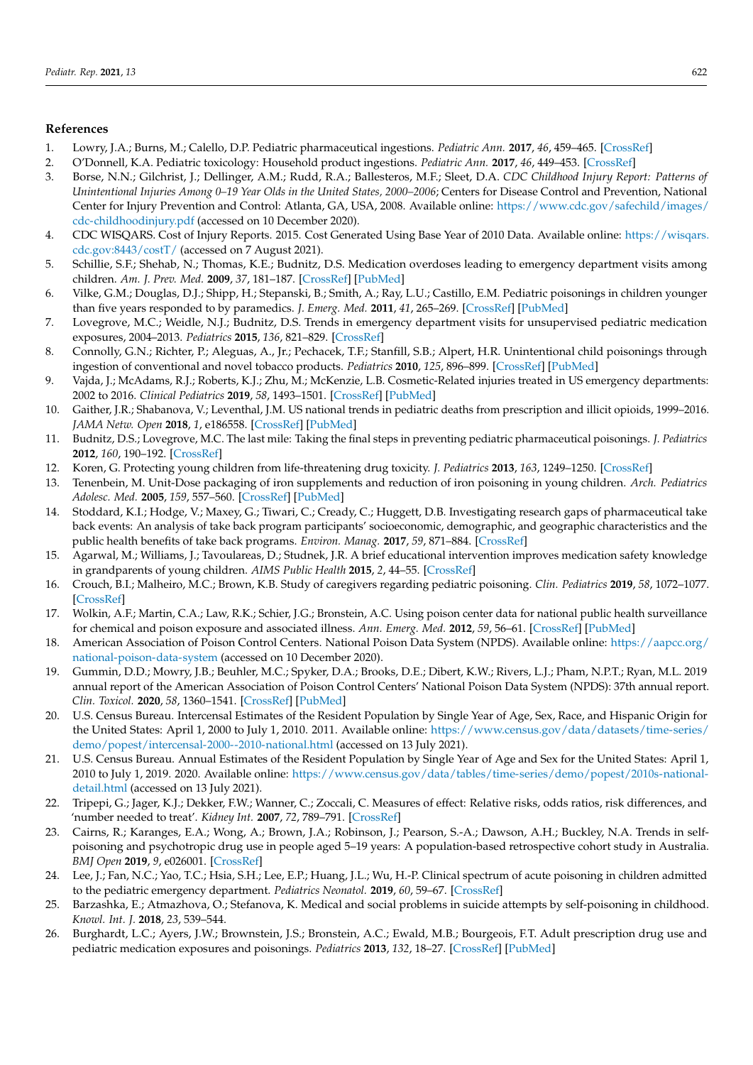## References

1. Lowry, J.A.; Burns, M.; Calello, D.P. Pediatric pharmaceutical ingestions. *Pediatric Ann.* **2017**, *46*, 459–465. [CrossRef]
2. O'Donnell, K.A. Pediatric toxicology: Household product ingestions. *Pediatric Ann.* **2017**, *46*, 449–453. [CrossRef]
3. Borse, N.N.; Gilchrist, J.; Dellinger, A.M.; Rudd, R.A.; Ballesteros, M.F.; Sleet, D.A. *CDC Childhood Injury Report: Patterns of Unintentional Injuries Among 0–19 Year Olds in the United States, 2000–2006*; Centers for Disease Control and Prevention, National Center for Injury Prevention and Control: Atlanta, GA, USA, 2008. Available online: https://www.cdc.gov/safechild/images/cdc-childhoodinjury.pdf (accessed on 10 December 2020).
4. CDC WISQARS. Cost of Injury Reports. 2015. Cost Generated Using Base Year of 2010 Data. Available online: https://wisqars.cdc.gov:8443/costT/ (accessed on 7 August 2021).
5. Schillie, S.F.; Shehab, N.; Thomas, K.E.; Budnitz, D.S. Medication overdoses leading to emergency department visits among children. *Am. J. Prev. Med.* **2009**, *37*, 181–187. [CrossRef] [PubMed]
6. Vilke, G.M.; Douglas, D.J.; Shipp, H.; Stepanski, B.; Smith, A.; Ray, L.U.; Castillo, E.M. Pediatric poisonings in children younger than five years responded to by paramedics. *J. Emerg. Med.* **2011**, *41*, 265–269. [CrossRef] [PubMed]
7. Lovegrove, M.C.; Weidle, N.J.; Budnitz, D.S. Trends in emergency department visits for unsupervised pediatric medication exposures, 2004–2013. *Pediatrics* **2015**, *136*, 821–829. [CrossRef]
8. Connolly, G.N.; Richter, P.; Aleguas, A., Jr.; Pechacek, T.F.; Stanfill, S.B.; Alpert, H.R. Unintentional child poisonings through ingestion of conventional and novel tobacco products. *Pediatrics* **2010**, *125*, 896–899. [CrossRef] [PubMed]
9. Vajda, J.; McAdams, R.J.; Roberts, K.J.; Zhu, M.; McKenzie, L.B. Cosmetic-Related injuries treated in US emergency departments: 2002 to 2016. *Clinical Pediatrics* **2019**, *58*, 1493–1501. [CrossRef] [PubMed]
10. Gaither, J.R.; Shabanova, V.; Leventhal, J.M. US national trends in pediatric deaths from prescription and illicit opioids, 1999–2016. *JAMA Netw. Open* **2018**, *1*, e186558. [CrossRef] [PubMed]
11. Budnitz, D.S.; Lovegrove, M.C. The last mile: Taking the final steps in preventing pediatric pharmaceutical poisonings. *J. Pediatrics* **2012**, *160*, 190–192. [CrossRef]
12. Koren, G. Protecting young children from life-threatening drug toxicity. *J. Pediatrics* **2013**, *163*, 1249–1250. [CrossRef]
13. Tenenbein, M. Unit-Dose packaging of iron supplements and reduction of iron poisoning in young children. *Arch. Pediatrics Adolesc. Med.* **2005**, *159*, 557–560. [CrossRef] [PubMed]
14. Stoddard, K.I.; Hodge, V.; Maxey, G.; Tiwari, C.; Cready, C.; Huggett, D.B. Investigating research gaps of pharmaceutical take back events: An analysis of take back program participants' socioeconomic, demographic, and geographic characteristics and the public health benefits of take back programs. *Environ. Manag.* **2017**, *59*, 871–884. [CrossRef]
15. Agarwal, M.; Williams, J.; Tavoulareas, D.; Studnek, J.R. A brief educational intervention improves medication safety knowledge in grandparents of young children. *AIMS Public Health* **2015**, *2*, 44–55. [CrossRef]
16. Crouch, B.I.; Malheiro, M.C.; Brown, K.B. Study of caregivers regarding pediatric poisoning. *Clin. Pediatrics* **2019**, *58*, 1072–1077. [CrossRef]
17. Wolkin, A.F.; Martin, C.A.; Law, R.K.; Schier, J.G.; Bronstein, A.C. Using poison center data for national public health surveillance for chemical and poison exposure and associated illness. *Ann. Emerg. Med.* **2012**, *59*, 56–61. [CrossRef] [PubMed]
18. American Association of Poison Control Centers. National Poison Data System (NPDS). Available online: https://aapcc.org/national-poison-data-system (accessed on 10 December 2020).
19. Gummin, D.D.; Mowry, J.B.; Beuhler, M.C.; Spyker, D.A.; Brooks, D.E.; Dibert, K.W.; Rivers, L.J.; Pham, N.P.T.; Ryan, M.L. 2019 annual report of the American Association of Poison Control Centers' National Poison Data System (NPDS): 37th annual report. *Clin. Toxicol.* **2020**, *58*, 1360–1541. [CrossRef] [PubMed]
20. U.S. Census Bureau. Intercensal Estimates of the Resident Population by Single Year of Age, Sex, Race, and Hispanic Origin for the United States: April 1, 2000 to July 1, 2010. 2011. Available online: https://www.census.gov/data/datasets/time-series/demo/popest/intercensal-2000--2010-national.html (accessed on 13 July 2021).
21. U.S. Census Bureau. Annual Estimates of the Resident Population by Single Year of Age and Sex for the United States: April 1, 2010 to July 1, 2019. 2020. Available online: https://www.census.gov/data/tables/time-series/demo/popest/2010s-national-detail.html (accessed on 13 July 2021).
22. Tripepi, G.; Jager, K.J.; Dekker, F.W.; Wanner, C.; Zoccali, C. Measures of effect: Relative risks, odds ratios, risk differences, and 'number needed to treat'. *Kidney Int.* **2007**, *72*, 789–791. [CrossRef]
23. Cairns, R.; Karanges, E.A.; Wong, A.; Brown, J.A.; Robinson, J.; Pearson, S.-A.; Dawson, A.H.; Buckley, N.A. Trends in self-poisoning and psychotropic drug use in people aged 5–19 years: A population-based retrospective cohort study in Australia. *BMJ Open* **2019**, *9*, e026001. [CrossRef]
24. Lee, J.; Fan, N.C.; Yao, T.C.; Hsia, S.H.; Lee, E.P.; Huang, J.L.; Wu, H.-P. Clinical spectrum of acute poisoning in children admitted to the pediatric emergency department. *Pediatrics Neonatol.* **2019**, *60*, 59–67. [CrossRef]
25. Barzashka, E.; Atmazhova, O.; Stefanova, K. Medical and social problems in suicide attempts by self-poisoning in childhood. *Knowl. Int. J.* **2018**, *23*, 539–544.
26. Burghardt, L.C.; Ayers, J.W.; Brownstein, J.S.; Bronstein, A.C.; Ewald, M.B.; Bourgeois, F.T. Adult prescription drug use and pediatric medication exposures and poisonings. *Pediatrics* **2013**, *132*, 18–27. [CrossRef] [PubMed]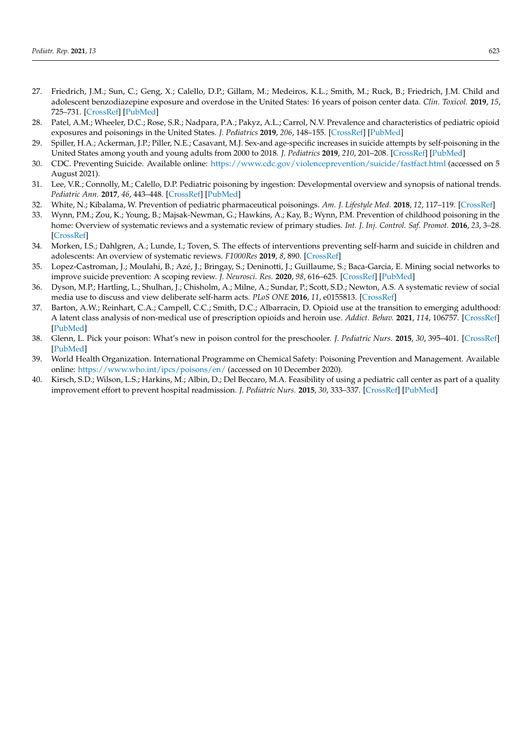27. Friedrich, J.M.; Sun, C.; Geng, X.; Calello, D.P.; Gillam, M.; Medeiros, K.L.; Smith, M.; Ruck, B.; Friedrich, J.M. Child and adolescent benzodiazepine exposure and overdose in the United States: 16 years of poison center data. *Clin. Toxicol.* **2019**, *15*, 725–731. [CrossRef] [PubMed]
28. Patel, A.M.; Wheeler, D.C.; Rose, S.R.; Nadpara, P.A.; Pakyz, A.L.; Carrol, N.V. Prevalence and characteristics of pediatric opioid exposures and poisonings in the United States. *J. Pediatrics* **2019**, *206*, 148–155. [CrossRef] [PubMed]
29. Spiller, H.A.; Ackerman, J.P.; Piller, N.E.; Casavant, M.J. Sex-and age-specific increases in suicide attempts by self-poisoning in the United States among youth and young adults from 2000 to 2018. *J. Pediatrics* **2019**, *210*, 201–208. [CrossRef] [PubMed]
30. CDC. Preventing Suicide. Available online: https://www.cdc.gov/violenceprevention/suicide/fastfact.html (accessed on 5 August 2021).
31. Lee, V.R.; Connolly, M.; Calello, D.P. Pediatric poisoning by ingestion: Developmental overview and synopsis of national trends. *Pediatric Ann.* **2017**, *46*, 443–448. [CrossRef] [PubMed]
32. White, N.; Kibalama, W. Prevention of pediatric pharmaceutical poisonings. *Am. J. Lifestyle Med.* **2018**, *12*, 117–119. [CrossRef]
33. Wynn, P.M.; Zou, K.; Young, B.; Majsak-Newman, G.; Hawkins, A.; Kay, B.; Wynn, P.M. Prevention of childhood poisoning in the home: Overview of systematic reviews and a systematic review of primary studies. *Int. J. Inj. Control. Saf. Promot.* **2016**, *23*, 3–28. [CrossRef]
34. Morken, I.S.; Dahlgren, A.; Lunde, I.; Toven, S. The effects of interventions preventing self-harm and suicide in children and adolescents: An overview of systematic reviews. *F1000Res* **2019**, *8*, 890. [CrossRef]
35. Lopez-Castroman, J.; Moulahi, B.; Azé, J.; Bringay, S.; Deninotti, J.; Guillaume, S.; Baca-Garcia, E. Mining social networks to improve suicide prevention: A scoping review. *J. Neurosci. Res.* **2020**, *98*, 616–625. [CrossRef] [PubMed]
36. Dyson, M.P.; Hartling, L.; Shulhan, J.; Chisholm, A.; Milne, A.; Sundar, P.; Scott, S.D.; Newton, A.S. A systematic review of social media use to discuss and view deliberate self-harm acts. *PLoS ONE* **2016**, *11*, e0155813. [CrossRef]
37. Barton, A.W.; Reinhart, C.A.; Campell, C.C.; Smith, D.C.; Albarracin, D. Opioid use at the transition to emerging adulthood: A latent class analysis of non-medical use of prescription opioids and heroin use. *Addict. Behav.* **2021**, *114*, 106757. [CrossRef] [PubMed]
38. Glenn, L. Pick your poison: What's new in poison control for the preschooler. *J. Pediatric Nurs.* **2015**, *30*, 395–401. [CrossRef] [PubMed]
39. World Health Organization. International Programme on Chemical Safety: Poisoning Prevention and Management. Available online: https://www.who.int/ipcs/poisons/en/ (accessed on 10 December 2020).
40. Kirsch, S.D.; Wilson, L.S.; Harkins, M.; Albin, D.; Del Beccaro, M.A. Feasibility of using a pediatric call center as part of a quality improvement effort to prevent hospital readmission. *J. Pediatric Nurs.* **2015**, *30*, 333–337. [CrossRef] [PubMed]